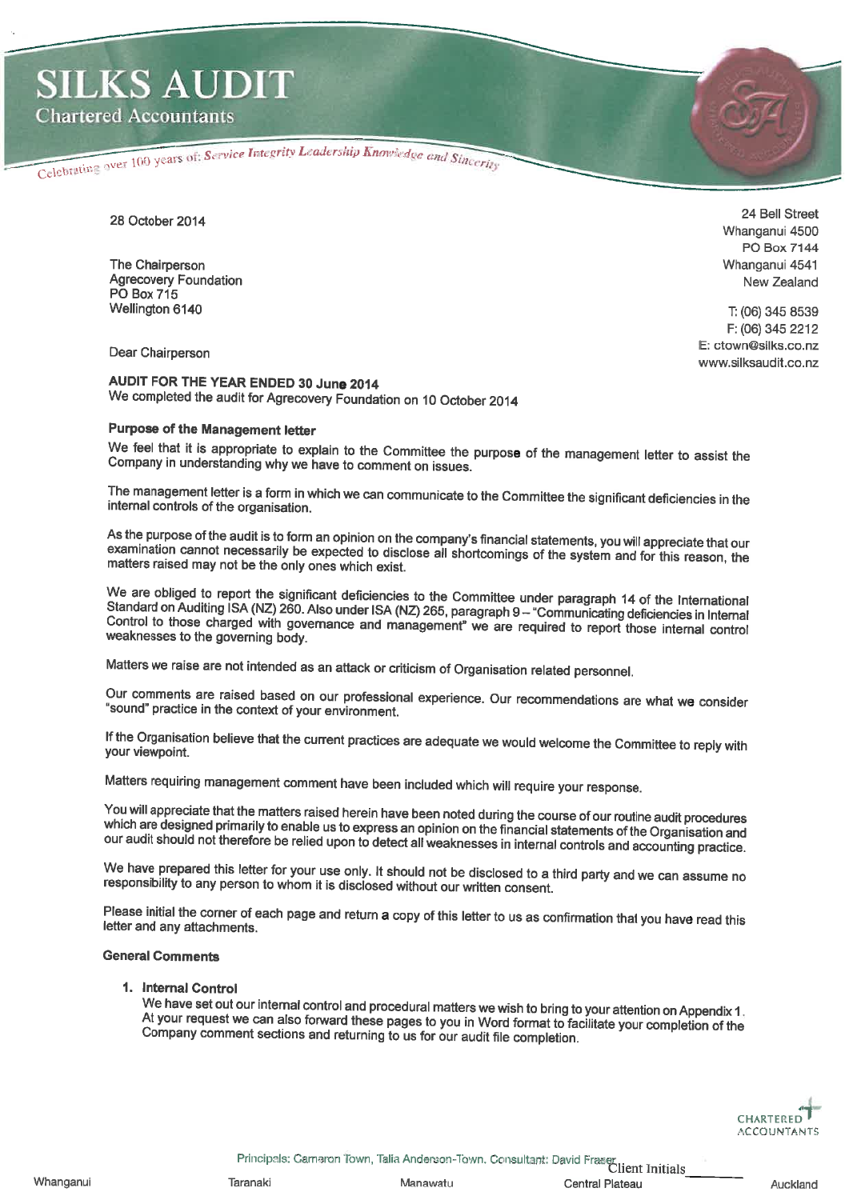# SILKS AUDIT

Chartered Accountants

Celebrating over 100 years of: *Service Integrity Leadership Knowledge and Sincerity*

28 October 2014

24 Bell Street
Whanganui 4500
PO Box 7144
Whanganui 4541
New Zealand

T: (06) 345 8539
F: (06) 345 2212
E: ctown@silks.co.nz
www.silksaudit.co.nz

The Chairperson
Agrecovery Foundation
PO Box 715
Wellington 6140

Dear Chairperson

**AUDIT FOR THE YEAR ENDED 30 June 2014**
We completed the audit for Agrecovery Foundation on 10 October 2014

**Purpose of the Management letter**

We feel that it is appropriate to explain to the Committee the purpose of the management letter to assist the Company in understanding why we have to comment on issues.

The management letter is a form in which we can communicate to the Committee the significant deficiencies in the internal controls of the organisation.

As the purpose of the audit is to form an opinion on the company's financial statements, you will appreciate that our examination cannot necessarily be expected to disclose all shortcomings of the system and for this reason, the matters raised may not be the only ones which exist.

We are obliged to report the significant deficiencies to the Committee under paragraph 14 of the International Standard on Auditing ISA (NZ) 260. Also under ISA (NZ) 265, paragraph 9 – "Communicating deficiencies in Internal Control to those charged with governance and management" we are required to report those internal control weaknesses to the governing body.

Matters we raise are not intended as an attack or criticism of Organisation related personnel.

Our comments are raised based on our professional experience. Our recommendations are what we consider "sound" practice in the context of your environment.

If the Organisation believe that the current practices are adequate we would welcome the Committee to reply with your viewpoint.

Matters requiring management comment have been included which will require your response.

You will appreciate that the matters raised herein have been noted during the course of our routine audit procedures which are designed primarily to enable us to express an opinion on the financial statements of the Organisation and our audit should not therefore be relied upon to detect all weaknesses in internal controls and accounting practice.

We have prepared this letter for your use only. It should not be disclosed to a third party and we can assume no responsibility to any person to whom it is disclosed without our written consent.

Please initial the corner of each page and return a copy of this letter to us as confirmation that you have read this letter and any attachments.

**General Comments**

1. **Internal Control**
   We have set out our internal control and procedural matters we wish to bring to your attention on Appendix 1. At your request we can also forward these pages to you in Word format to facilitate your completion of the Company comment sections and returning to us for our audit file completion.

CHARTERED ACCOUNTANTS

Principals: Cameron Town, Talia Anderson-Town. Consultant: David Fraser

Client Initials ________

Whanganui | Taranaki | Manawatu | Central Plateau | Auckland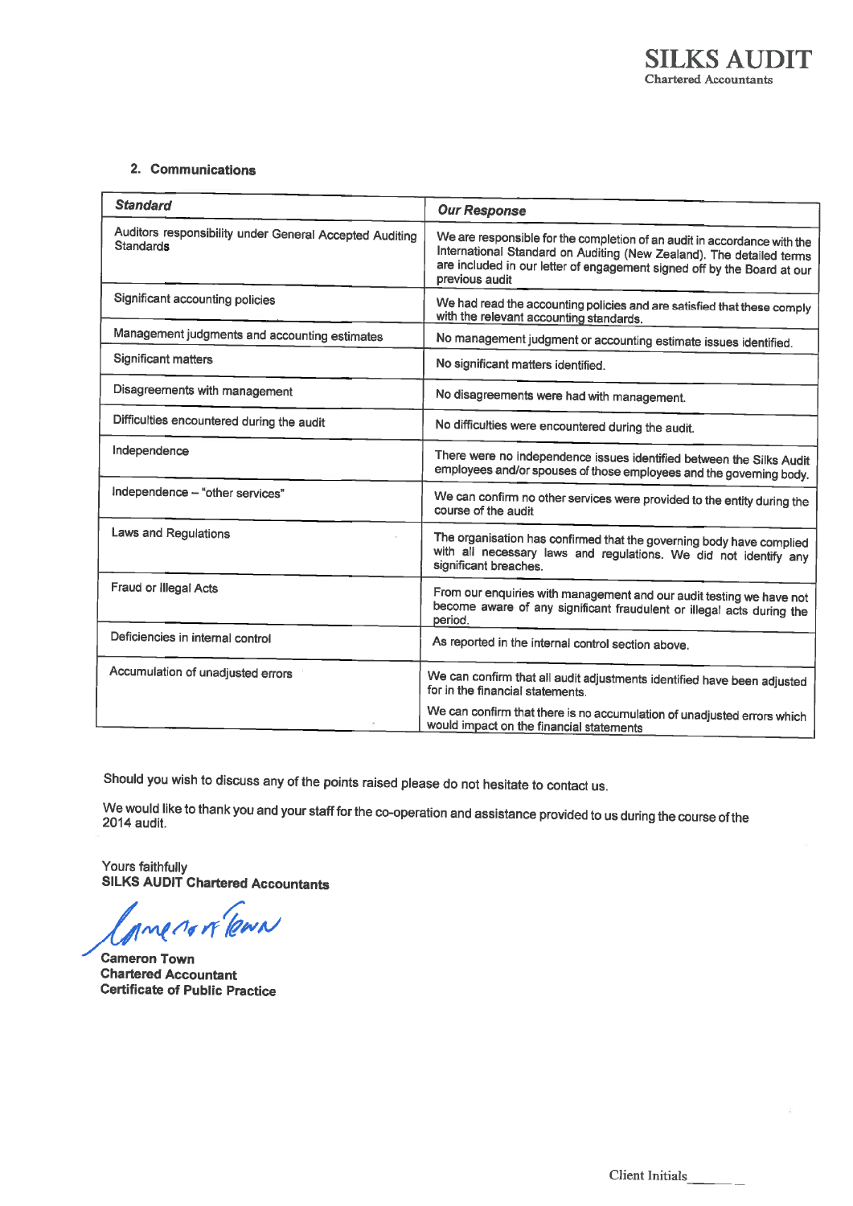## 2. Communications

| *Standard* | *Our Response* |
|---|---|
| Auditors responsibility under General Accepted Auditing Standards | We are responsible for the completion of an audit in accordance with the International Standard on Auditing (New Zealand). The detailed terms are included in our letter of engagement signed off by the Board at our previous audit |
| Significant accounting policies | We had read the accounting policies and are satisfied that these comply with the relevant accounting standards. |
| Management judgments and accounting estimates | No management judgment or accounting estimate issues identified. |
| Significant matters | No significant matters identified. |
| Disagreements with management | No disagreements were had with management. |
| Difficulties encountered during the audit | No difficulties were encountered during the audit. |
| Independence | There were no independence issues identified between the Silks Audit employees and/or spouses of those employees and the governing body. |
| Independence – "other services" | We can confirm no other services were provided to the entity during the course of the audit |
| Laws and Regulations | The organisation has confirmed that the governing body have complied with all necessary laws and regulations. We did not identify any significant breaches. |
| Fraud or Illegal Acts | From our enquiries with management and our audit testing we have not become aware of any significant fraudulent or illegal acts during the period. |
| Deficiencies in internal control | As reported in the internal control section above. |
| Accumulation of unadjusted errors | We can confirm that all audit adjustments identified have been adjusted for in the financial statements.<br>We can confirm that there is no accumulation of unadjusted errors which would impact on the financial statements |

Should you wish to discuss any of the points raised please do not hesitate to contact us.

We would like to thank you and your staff for the co-operation and assistance provided to us during the course of the 2014 audit.

Yours faithfully
**SILKS AUDIT Chartered Accountants**

**Cameron Town**
**Chartered Accountant**
**Certificate of Public Practice**

Client Initials______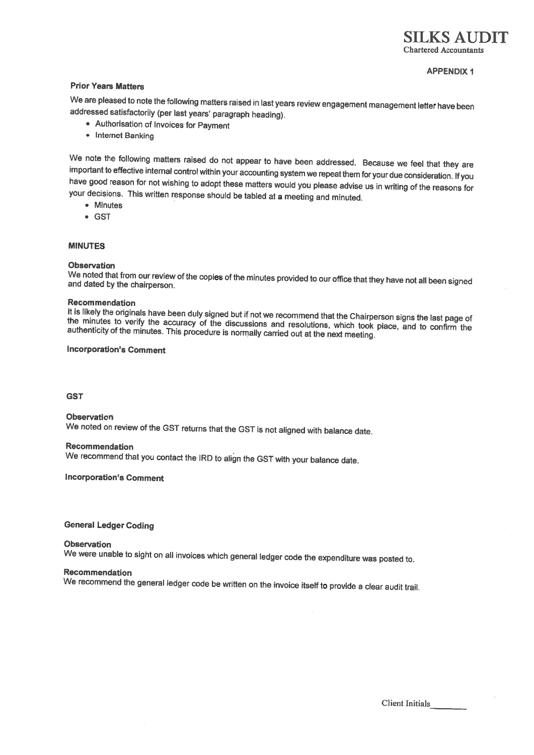**SILKS AUDIT**
Chartered Accountants

**APPENDIX 1**

**Prior Years Matters**

We are pleased to note the following matters raised in last years review engagement management letter have been addressed satisfactorily (per last years' paragraph heading).

- Authorisation of Invoices for Payment
- Internet Banking

We note the following matters raised do not appear to have been addressed. Because we feel that they are important to effective internal control within your accounting system we repeat them for your due consideration. If you have good reason for not wishing to adopt these matters would you please advise us in writing of the reasons for your decisions. This written response should be tabled at a meeting and minuted.

- Minutes
- GST

**MINUTES**

**Observation**
We noted that from our review of the copies of the minutes provided to our office that they have not all been signed and dated by the chairperson.

**Recommendation**
It is likely the originals have been duly signed but if not we recommend that the Chairperson signs the last page of the minutes to verify the accuracy of the discussions and resolutions, which took place, and to confirm the authenticity of the minutes. This procedure is normally carried out at the next meeting.

**Incorporation's Comment**

**GST**

**Observation**
We noted on review of the GST returns that the GST is not aligned with balance date.

**Recommendation**
We recommend that you contact the IRD to align the GST with your balance date.

**Incorporation's Comment**

**General Ledger Coding**

**Observation**
We were unable to sight on all invoices which general ledger code the expenditure was posted to.

**Recommendation**
We recommend the general ledger code be written on the invoice itself to provide a clear audit trail.

Client Initials________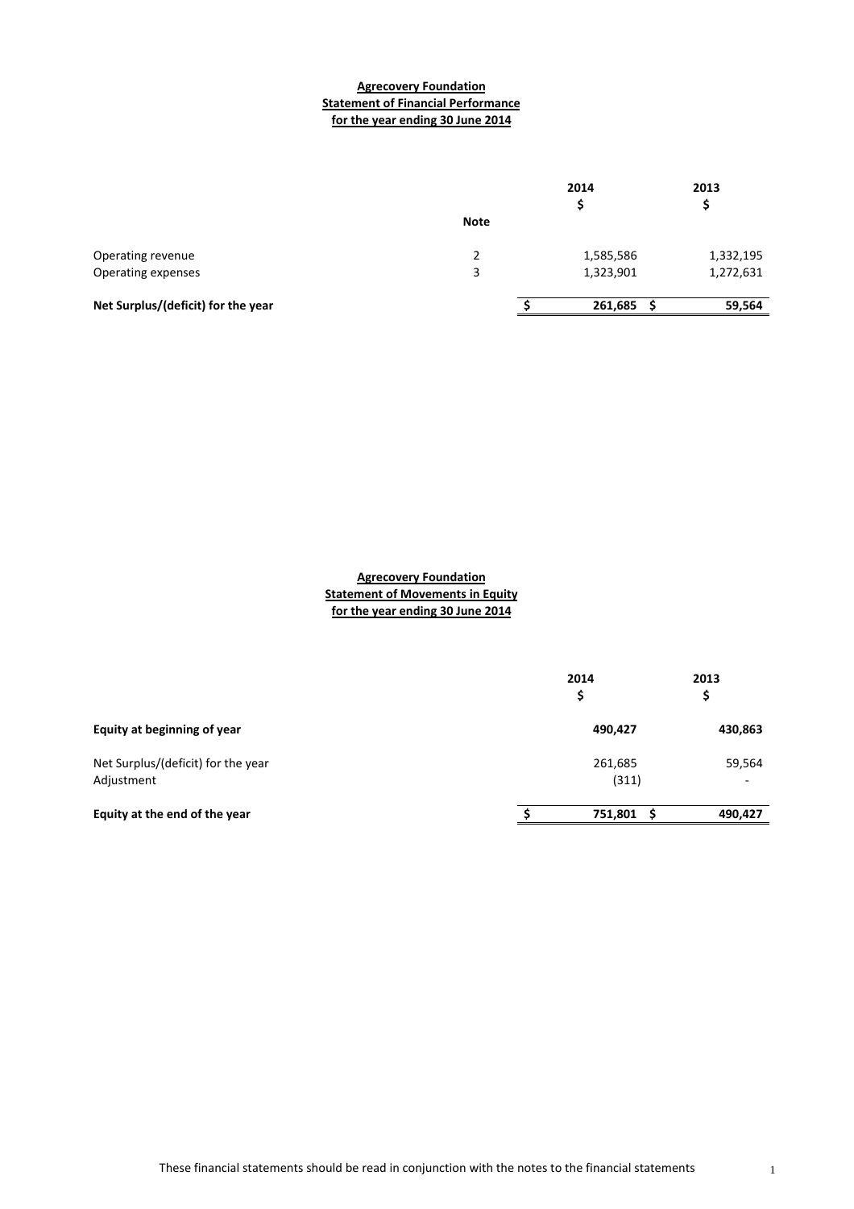**Agrecovery Foundation**
**Statement of Financial Performance**
**for the year ending 30 June 2014**

| | Note | 2014 $ | 2013 $ |
|---|---|---|---|
| Operating revenue | 2 | 1,585,586 | 1,332,195 |
| Operating expenses | 3 | 1,323,901 | 1,272,631 |
| **Net Surplus/(deficit) for the year** | | **$ 261,685** | **$ 59,564** |

**Agrecovery Foundation**
**Statement of Movements in Equity**
**for the year ending 30 June 2014**

| | 2014 $ | 2013 $ |
|---|---|---|
| **Equity at beginning of year** | **490,427** | **430,863** |
| Net Surplus/(deficit) for the year | 261,685 | 59,564 |
| Adjustment | (311) | - |
| **Equity at the end of the year** | **$ 751,801** | **$ 490,427** |

These financial statements should be read in conjunction with the notes to the financial statements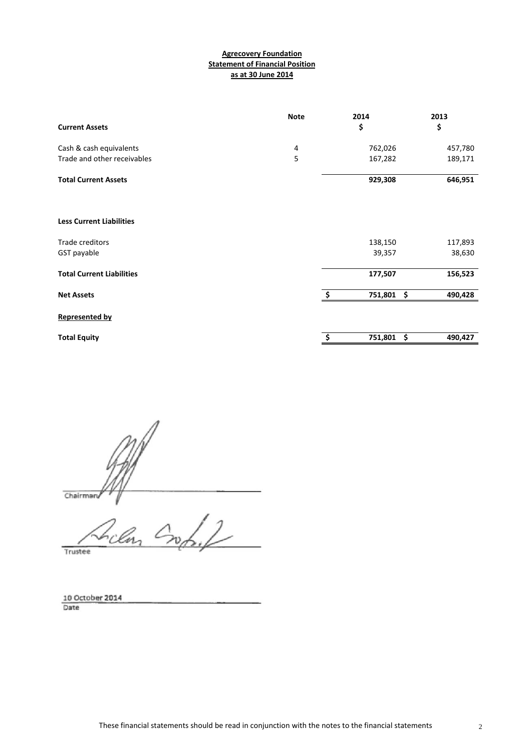**Agrecovery Foundation**
**Statement of Financial Position**
**as at 30 June 2014**

| | Note | 2014 $ | 2013 $ |
|---|---|---|---|
| **Current Assets** | | | |
| Cash & cash equivalents | 4 | 762,026 | 457,780 |
| Trade and other receivables | 5 | 167,282 | 189,171 |
| **Total Current Assets** | | **929,308** | **646,951** |
| | | | |
| **Less Current Liabilities** | | | |
| Trade creditors | | 138,150 | 117,893 |
| GST payable | | 39,357 | 38,630 |
| **Total Current Liabilities** | | **177,507** | **156,523** |
| **Net Assets** | | **$ 751,801** | **$ 490,428** |
| **Represented by** | | | |
| **Total Equity** | | **$ 751,801** | **$ 490,427** |

Chairman

Trustee

10 October 2014
Date

These financial statements should be read in conjunction with the notes to the financial statements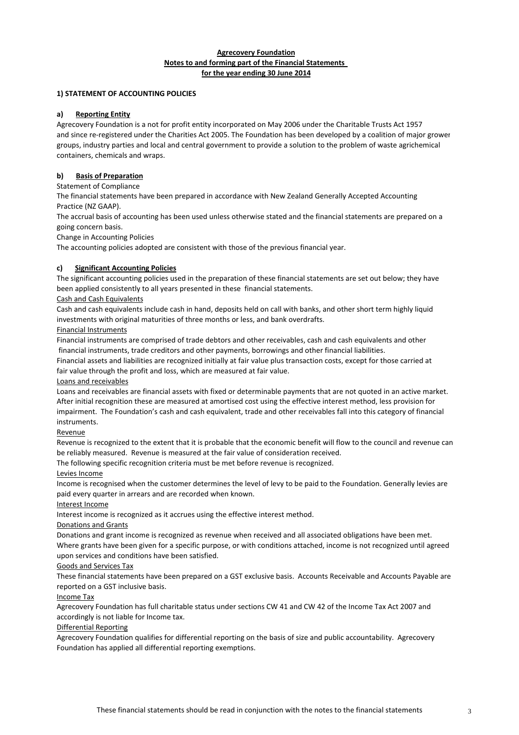**Agrecovery Foundation**
**Notes to and forming part of the Financial Statements**
**for the year ending 30 June 2014**

**1) STATEMENT OF ACCOUNTING POLICIES**

**a) Reporting Entity**

Agrecovery Foundation is a not for profit entity incorporated on May 2006 under the Charitable Trusts Act 1957 and since re-registered under the Charities Act 2005. The Foundation has been developed by a coalition of major grower groups, industry parties and local and central government to provide a solution to the problem of waste agrichemical containers, chemicals and wraps.

**b) Basis of Preparation**

Statement of Compliance

The financial statements have been prepared in accordance with New Zealand Generally Accepted Accounting Practice (NZ GAAP).

The accrual basis of accounting has been used unless otherwise stated and the financial statements are prepared on a going concern basis.

Change in Accounting Policies

The accounting policies adopted are consistent with those of the previous financial year.

**c) Significant Accounting Policies**

The significant accounting policies used in the preparation of these financial statements are set out below; they have been applied consistently to all years presented in these financial statements.

Cash and Cash Equivalents

Cash and cash equivalents include cash in hand, deposits held on call with banks, and other short term highly liquid investments with original maturities of three months or less, and bank overdrafts.

Financial Instruments

Financial instruments are comprised of trade debtors and other receivables, cash and cash equivalents and other financial instruments, trade creditors and other payments, borrowings and other financial liabilities.

Financial assets and liabilities are recognized initially at fair value plus transaction costs, except for those carried at fair value through the profit and loss, which are measured at fair value.

Loans and receivables

Loans and receivables are financial assets with fixed or determinable payments that are not quoted in an active market. After initial recognition these are measured at amortised cost using the effective interest method, less provision for impairment. The Foundation's cash and cash equivalent, trade and other receivables fall into this category of financial instruments.

Revenue

Revenue is recognized to the extent that it is probable that the economic benefit will flow to the council and revenue can be reliably measured. Revenue is measured at the fair value of consideration received.

The following specific recognition criteria must be met before revenue is recognized.

Levies Income

Income is recognised when the customer determines the level of levy to be paid to the Foundation. Generally levies are paid every quarter in arrears and are recorded when known.

Interest Income

Interest income is recognized as it accrues using the effective interest method.

Donations and Grants

Donations and grant income is recognized as revenue when received and all associated obligations have been met. Where grants have been given for a specific purpose, or with conditions attached, income is not recognized until agreed upon services and conditions have been satisfied.

Goods and Services Tax

These financial statements have been prepared on a GST exclusive basis. Accounts Receivable and Accounts Payable are reported on a GST inclusive basis.

Income Tax

Agrecovery Foundation has full charitable status under sections CW 41 and CW 42 of the Income Tax Act 2007 and accordingly is not liable for Income tax.

Differential Reporting

Agrecovery Foundation qualifies for differential reporting on the basis of size and public accountability. Agrecovery Foundation has applied all differential reporting exemptions.

These financial statements should be read in conjunction with the notes to the financial statements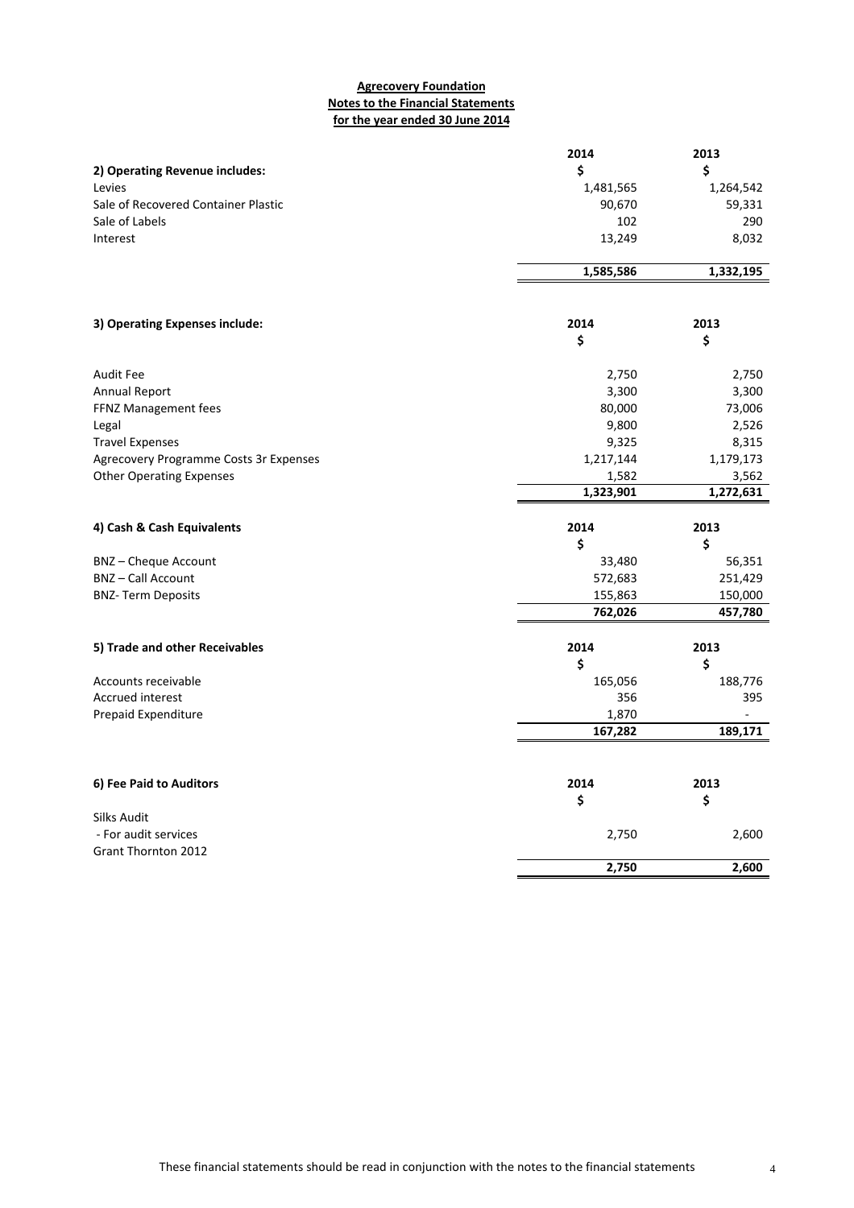**Agrecovery Foundation**
**Notes to the Financial Statements**
**for the year ended 30 June 2014**

| **2) Operating Revenue includes:** | **2014** | **2013** |
|---|---|---|
| | **$** | **$** |
| Levies | 1,481,565 | 1,264,542 |
| Sale of Recovered Container Plastic | 90,670 | 59,331 |
| Sale of Labels | 102 | 290 |
| Interest | 13,249 | 8,032 |
| | **1,585,586** | **1,332,195** |

| **3) Operating Expenses include:** | **2014** | **2013** |
|---|---|---|
| | **$** | **$** |
| Audit Fee | 2,750 | 2,750 |
| Annual Report | 3,300 | 3,300 |
| FFNZ Management fees | 80,000 | 73,006 |
| Legal | 9,800 | 2,526 |
| Travel Expenses | 9,325 | 8,315 |
| Agrecovery Programme Costs 3r Expenses | 1,217,144 | 1,179,173 |
| Other Operating Expenses | 1,582 | 3,562 |
| | **1,323,901** | **1,272,631** |

| **4) Cash & Cash Equivalents** | **2014** | **2013** |
|---|---|---|
| | **$** | **$** |
| BNZ – Cheque Account | 33,480 | 56,351 |
| BNZ – Call Account | 572,683 | 251,429 |
| BNZ- Term Deposits | 155,863 | 150,000 |
| | **762,026** | **457,780** |

| **5) Trade and other Receivables** | **2014** | **2013** |
|---|---|---|
| | **$** | **$** |
| Accounts receivable | 165,056 | 188,776 |
| Accrued interest | 356 | 395 |
| Prepaid Expenditure | 1,870 | - |
| | **167,282** | **189,171** |

| **6) Fee Paid to Auditors** | **2014** | **2013** |
|---|---|---|
| | **$** | **$** |
| Silks Audit | | |
| - For audit services | 2,750 | 2,600 |
| Grant Thornton 2012 | | |
| | **2,750** | **2,600** |

These financial statements should be read in conjunction with the notes to the financial statements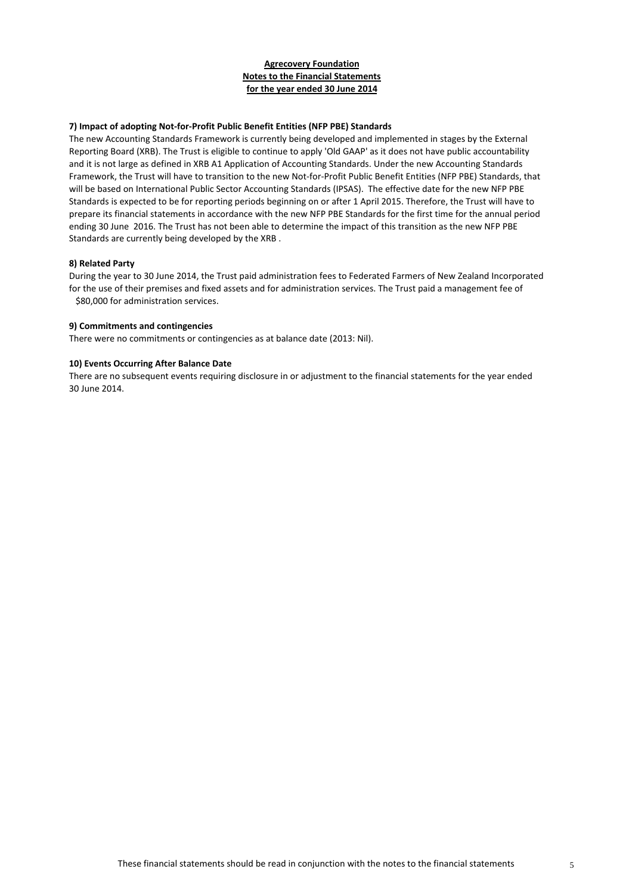**Agrecovery Foundation**
**Notes to the Financial Statements**
**for the year ended 30 June 2014**

**7) Impact of adopting Not-for-Profit Public Benefit Entities (NFP PBE) Standards**

The new Accounting Standards Framework is currently being developed and implemented in stages by the External Reporting Board (XRB). The Trust is eligible to continue to apply 'Old GAAP' as it does not have public accountability and it is not large as defined in XRB A1 Application of Accounting Standards. Under the new Accounting Standards Framework, the Trust will have to transition to the new Not-for-Profit Public Benefit Entities (NFP PBE) Standards, that will be based on International Public Sector Accounting Standards (IPSAS). The effective date for the new NFP PBE Standards is expected to be for reporting periods beginning on or after 1 April 2015. Therefore, the Trust will have to prepare its financial statements in accordance with the new NFP PBE Standards for the first time for the annual period ending 30 June 2016. The Trust has not been able to determine the impact of this transition as the new NFP PBE Standards are currently being developed by the XRB .

**8) Related Party**

During the year to 30 June 2014, the Trust paid administration fees to Federated Farmers of New Zealand Incorporated for the use of their premises and fixed assets and for administration services. The Trust paid a management fee of $80,000 for administration services.

**9) Commitments and contingencies**

There were no commitments or contingencies as at balance date (2013: Nil).

**10) Events Occurring After Balance Date**

There are no subsequent events requiring disclosure in or adjustment to the financial statements for the year ended 30 June 2014.

These financial statements should be read in conjunction with the notes to the financial statements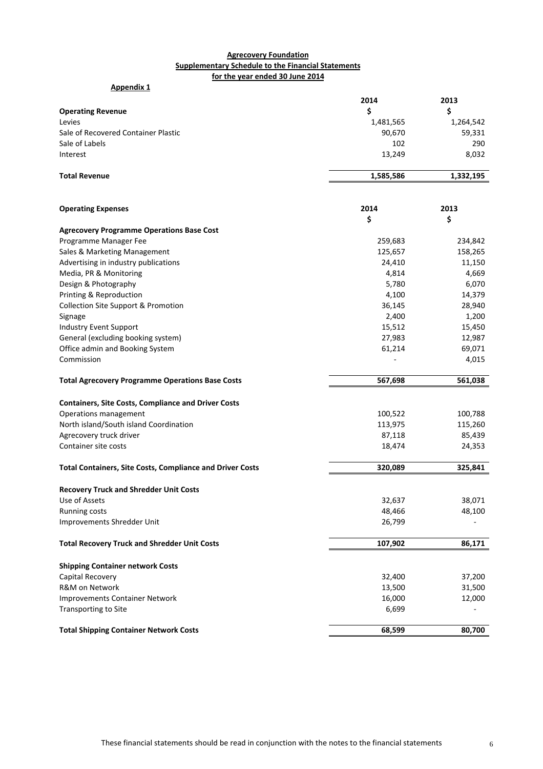**Agrecovery Foundation**
**Supplementary Schedule to the Financial Statements**
**for the year ended 30 June 2014**

**Appendix 1**

| **Operating Revenue** | **2014** $ | **2013** $ |
|---|---|---|
| Levies | 1,481,565 | 1,264,542 |
| Sale of Recovered Container Plastic | 90,670 | 59,331 |
| Sale of Labels | 102 | 290 |
| Interest | 13,249 | 8,032 |
| **Total Revenue** | **1,585,586** | **1,332,195** |

| **Operating Expenses** | **2014** $ | **2013** $ |
|---|---|---|
| **Agrecovery Programme Operations Base Cost** | | |
| Programme Manager Fee | 259,683 | 234,842 |
| Sales & Marketing Management | 125,657 | 158,265 |
| Advertising in industry publications | 24,410 | 11,150 |
| Media, PR & Monitoring | 4,814 | 4,669 |
| Design & Photography | 5,780 | 6,070 |
| Printing & Reproduction | 4,100 | 14,379 |
| Collection Site Support & Promotion | 36,145 | 28,940 |
| Signage | 2,400 | 1,200 |
| Industry Event Support | 15,512 | 15,450 |
| General (excluding booking system) | 27,983 | 12,987 |
| Office admin and Booking System | 61,214 | 69,071 |
| Commission | - | 4,015 |
| **Total Agrecovery Programme Operations Base Costs** | **567,698** | **561,038** |
| **Containers, Site Costs, Compliance and Driver Costs** | | |
| Operations management | 100,522 | 100,788 |
| North island/South island Coordination | 113,975 | 115,260 |
| Agrecovery truck driver | 87,118 | 85,439 |
| Container site costs | 18,474 | 24,353 |
| **Total Containers, Site Costs, Compliance and Driver Costs** | **320,089** | **325,841** |
| **Recovery Truck and Shredder Unit Costs** | | |
| Use of Assets | 32,637 | 38,071 |
| Running costs | 48,466 | 48,100 |
| Improvements Shredder Unit | 26,799 | - |
| **Total Recovery Truck and Shredder Unit Costs** | **107,902** | **86,171** |
| **Shipping Container network Costs** | | |
| Capital Recovery | 32,400 | 37,200 |
| R&M on Network | 13,500 | 31,500 |
| Improvements Container Network | 16,000 | 12,000 |
| Transporting to Site | 6,699 | - |
| **Total Shipping Container Network Costs** | **68,599** | **80,700** |

These financial statements should be read in conjunction with the notes to the financial statements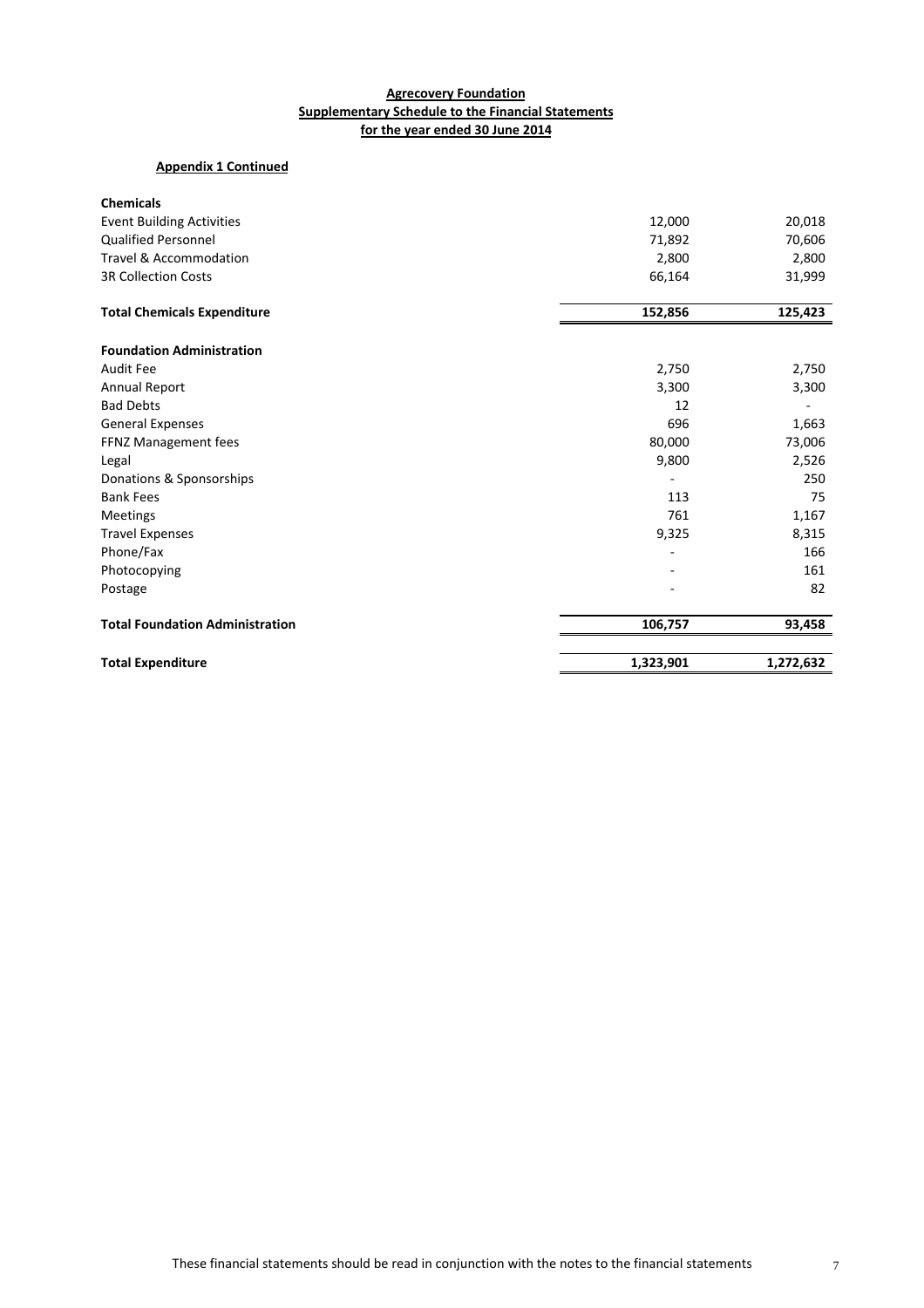**Agrecovery Foundation**
**Supplementary Schedule to the Financial Statements**
**for the year ended 30 June 2014**

**Appendix 1 Continued**

| | | |
|---|---|---|
| **Chemicals** | | |
| Event Building Activities | 12,000 | 20,018 |
| Qualified Personnel | 71,892 | 70,606 |
| Travel & Accommodation | 2,800 | 2,800 |
| 3R Collection Costs | 66,164 | 31,999 |
| **Total Chemicals Expenditure** | **152,856** | **125,423** |
| **Foundation Administration** | | |
| Audit Fee | 2,750 | 2,750 |
| Annual Report | 3,300 | 3,300 |
| Bad Debts | 12 | - |
| General Expenses | 696 | 1,663 |
| FFNZ Management fees | 80,000 | 73,006 |
| Legal | 9,800 | 2,526 |
| Donations & Sponsorships | - | 250 |
| Bank Fees | 113 | 75 |
| Meetings | 761 | 1,167 |
| Travel Expenses | 9,325 | 8,315 |
| Phone/Fax | - | 166 |
| Photocopying | - | 161 |
| Postage | - | 82 |
| **Total Foundation Administration** | **106,757** | **93,458** |
| **Total Expenditure** | **1,323,901** | **1,272,632** |

These financial statements should be read in conjunction with the notes to the financial statements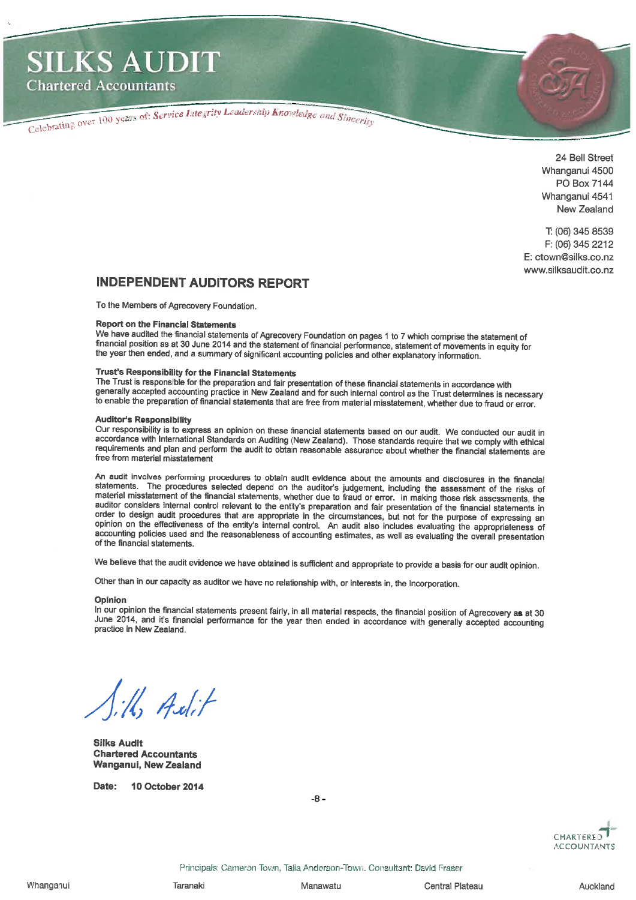# SILKS AUDIT

Chartered Accountants

Celebrating over 100 years of: Service Integrity Leadership Knowledge and Sincerity

24 Bell Street
Whanganui 4500
PO Box 7144
Whanganui 4541
New Zealand

T: (06) 345 8539
F: (06) 345 2212
E: ctown@silks.co.nz
www.silksaudit.co.nz

## INDEPENDENT AUDITORS REPORT

To the Members of Agrecovery Foundation.

**Report on the Financial Statements**

We have audited the financial statements of Agrecovery Foundation on pages 1 to 7 which comprise the statement of financial position as at 30 June 2014 and the statement of financial performance, statement of movements in equity for the year then ended, and a summary of significant accounting policies and other explanatory information.

**Trust's Responsibility for the Financial Statements**

The Trust is responsible for the preparation and fair presentation of these financial statements in accordance with generally accepted accounting practice in New Zealand and for such internal control as the Trust determines is necessary to enable the preparation of financial statements that are free from material misstatement, whether due to fraud or error.

**Auditor's Responsibility**

Our responsibility is to express an opinion on these financial statements based on our audit. We conducted our audit in accordance with International Standards on Auditing (New Zealand). Those standards require that we comply with ethical requirements and plan and perform the audit to obtain reasonable assurance about whether the financial statements are free from material misstatement

An audit involves performing procedures to obtain audit evidence about the amounts and disclosures in the financial statements. The procedures selected depend on the auditor's judgement, including the assessment of the risks of material misstatement of the financial statements, whether due to fraud or error. In making those risk assessments, the auditor considers internal control relevant to the entity's preparation and fair presentation of the financial statements in order to design audit procedures that are appropriate in the circumstances, but not for the purpose of expressing an opinion on the effectiveness of the entity's internal control. An audit also includes evaluating the appropriateness of accounting policies used and the reasonableness of accounting estimates, as well as evaluating the overall presentation of the financial statements.

We believe that the audit evidence we have obtained is sufficient and appropriate to provide a basis for our audit opinion.

Other than in our capacity as auditor we have no relationship with, or interests in, the Incorporation.

**Opinion**

In our opinion the financial statements present fairly, in all material respects, the financial position of Agrecovery as at 30 June 2014, and it's financial performance for the year then ended in accordance with generally accepted accounting practice in New Zealand.

Silks Audit

**Silks Audit**
**Chartered Accountants**
**Wanganui, New Zealand**

**Date: 10 October 2014**

CHARTERED ACCOUNTANTS

Principals: Cameron Town, Talia Anderson-Town. Consultant: David Fraser

Whanganui | Taranaki | Manawatu | Central Plateau | Auckland